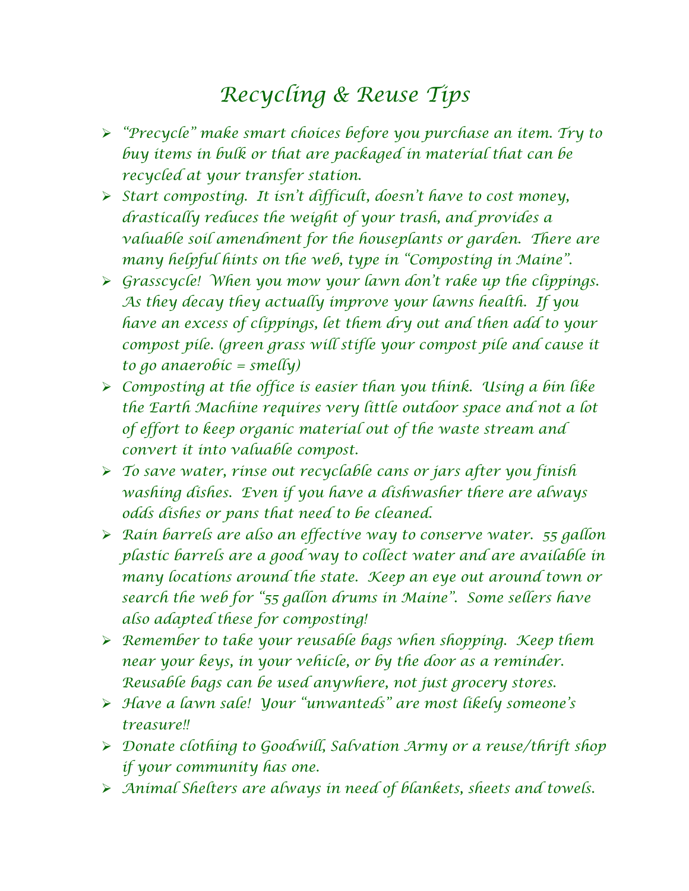# Recycling & Reuse Tips

- "Precycle" make smart choices before you purchase an item. Try to buy items in bulk or that are packaged in material that can be recycled at your transfer station.
- Start composting. It isn't difficult, doesn't have to cost money, drastically reduces the weight of your trash, and provides a valuable soil amendment for the houseplants or garden. There are many helpful hints on the web, type in "Composting in Maine".
- Grasscycle! When you mow your lawn don't rake up the clippings. As they decay they actually improve your lawns health. If you have an excess of clippings, let them dry out and then add to your compost pile. (green grass will stifle your compost pile and cause it to go anaerobic = smelly)
- Composting at the office is easier than you think. Using a bin like the Earth Machine requires very little outdoor space and not a lot of effort to keep organic material out of the waste stream and convert it into valuable compost.
- To save water, rinse out recyclable cans or jars after you finish washing dishes. Even if you have a dishwasher there are always odds dishes or pans that need to be cleaned.
- Rain barrels are also an effective way to conserve water. 55 gallon plastic barrels are a good way to collect water and are available in many locations around the state. Keep an eye out around town or search the web for "55 gallon drums in Maine". Some sellers have also adapted these for composting!
- Remember to take your reusable bags when shopping. Keep them near your keys, in your vehicle, or by the door as a reminder. Reusable bags can be used anywhere, not just grocery stores.
- Have a lawn sale! Your "unwanteds" are most likely someone's treasure!!
- Donate clothing to Goodwill, Salvation Army or a reuse/thrift shop if your community has one.
- Animal Shelters are always in need of blankets, sheets and towels.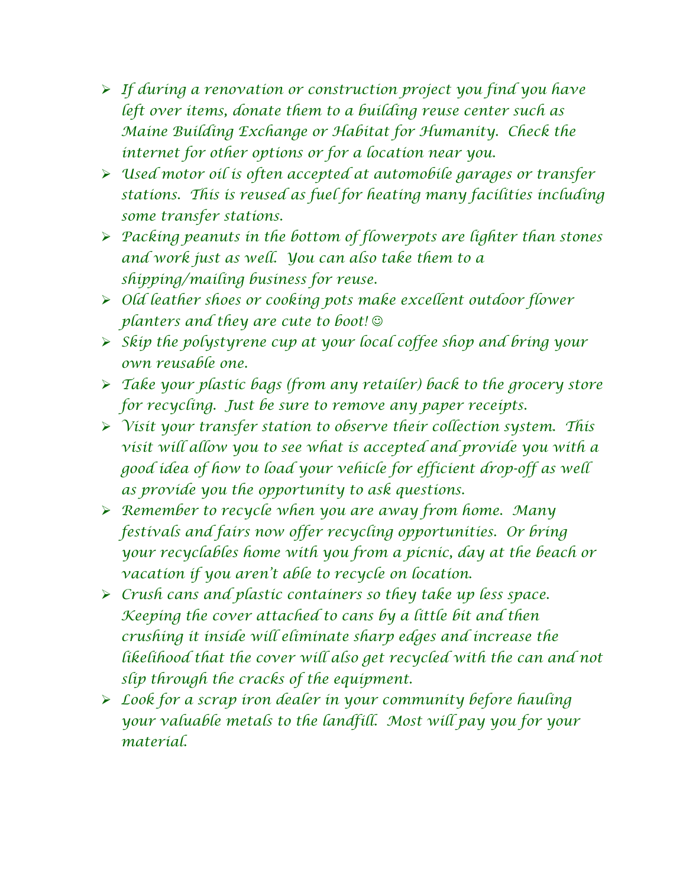- *If during a renovation or construction project you find you have left over items, donate them to a building reuse center such as Maine Building Exchange or Habitat for Humanity. Check the internet for other options or for a location near you.*
- *Used motor oil is often accepted at automobile garages or transfer stations. This is reused as fuel for heating many facilities including some transfer stations.*
- *Packing peanuts in the bottom of flowerpots are lighter than stones and work just as well. You can also take them to a shipping/mailing business for reuse.*
- *Old leather shoes or cooking pots make excellent outdoor flower planters and they are cute to boot!* ☺
- *Skip the polystyrene cup at your local coffee shop and bring your own reusable one.*
- *Take your plastic bags (from any retailer) back to the grocery store for recycling. Just be sure to remove any paper receipts.*
- *Visit your transfer station to observe their collection system. This visit will allow you to see what is accepted and provide you with a good idea of how to load your vehicle for efficient drop-off as well as provide you the opportunity to ask questions.*
- *Remember to recycle when you are away from home. Many festivals and fairs now offer recycling opportunities. Or bring your recyclables home with you from a picnic, day at the beach or vacation if you aren't able to recycle on location.*
- *Crush cans and plastic containers so they take up less space. Keeping the cover attached to cans by a little bit and then crushing it inside will eliminate sharp edges and increase the likelihood that the cover will also get recycled with the can and not slip through the cracks of the equipment.*
- *Look for a scrap iron dealer in your community before hauling your valuable metals to the landfill. Most will pay you for your material.*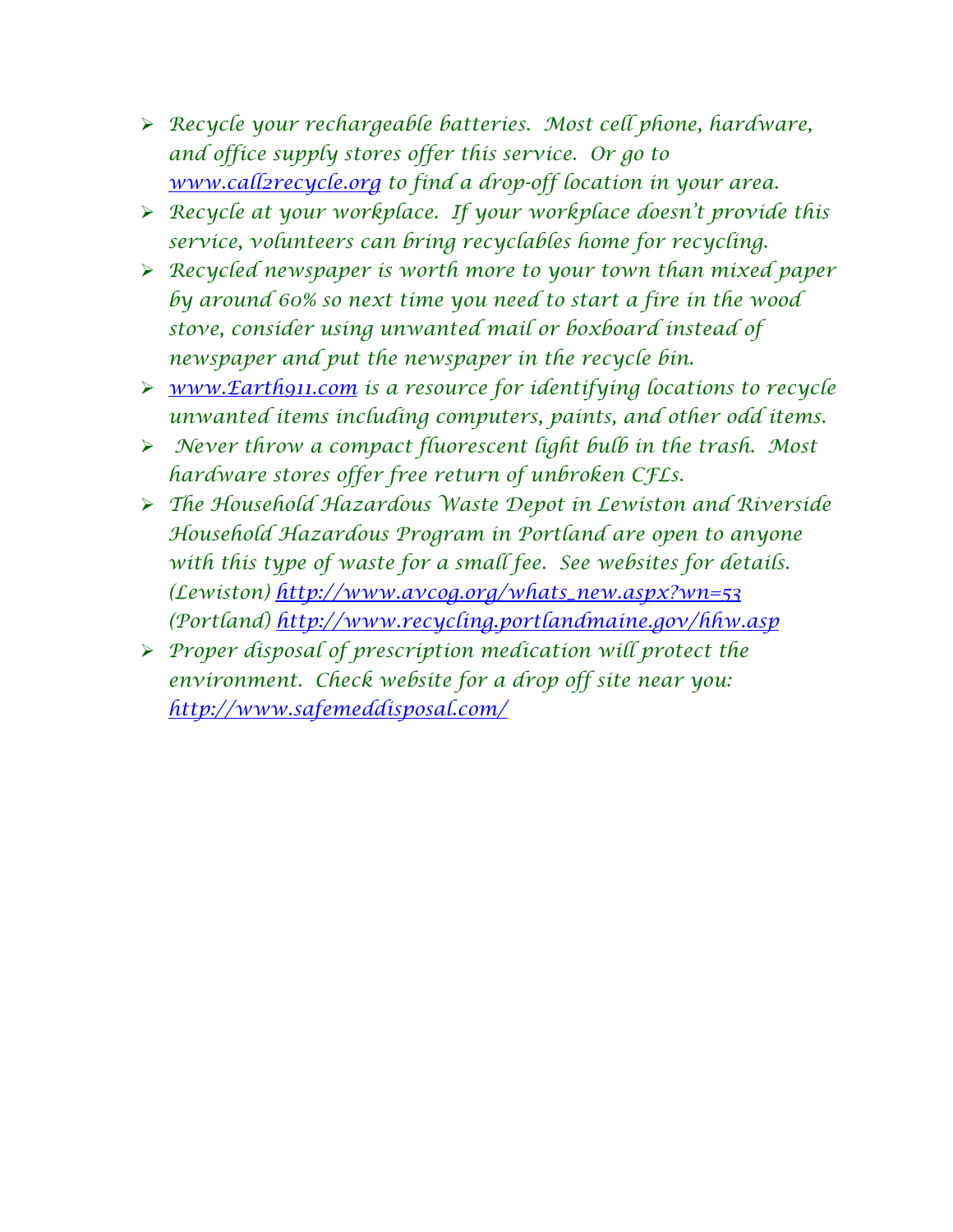- *Recycle your rechargeable batteries. Most cell phone, hardware, and office supply stores offer this service. Or go to [www.call2recycle.org](www.call2recycle.org) to find a drop-off location in your area.*
- *Recycle at your workplace. If your workplace doesn't provide this service, volunteers can bring recyclables home for recycling.*
- *Recycled newspaper is worth more to your town than mixed paper by around 60% so next time you need to start a fire in the wood stove, consider using unwanted mail or boxboard instead of newspaper and put the newspaper in the recycle bin.*
- *[www.Earth911.com](www.Earth911.com) is a resource for identifying locations to recycle unwanted items including computers, paints, and other odd items.*
- *Never throw a compact fluorescent light bulb in the trash. Most hardware stores offer free return of unbroken CFLs.*
- *The Household Hazardous Waste Depot in Lewiston and Riverside Household Hazardous Program in Portland are open to anyone with this type of waste for a small fee. See websites for details. (Lewiston) [http://www.avcog.org/whats_new.aspx?wn=53](http://www.avcog.org/whats_new.aspx?wn=53) (Portland) [http://www.recycling.portlandmaine.gov/hhw.asp](http://www.recycling.portlandmaine.gov/hhw.asp)*
- *Proper disposal of prescription medication will protect the environment. Check website for a drop off site near you: [http://www.safemeddisposal.com/](http://www.safemeddisposal.com/)*